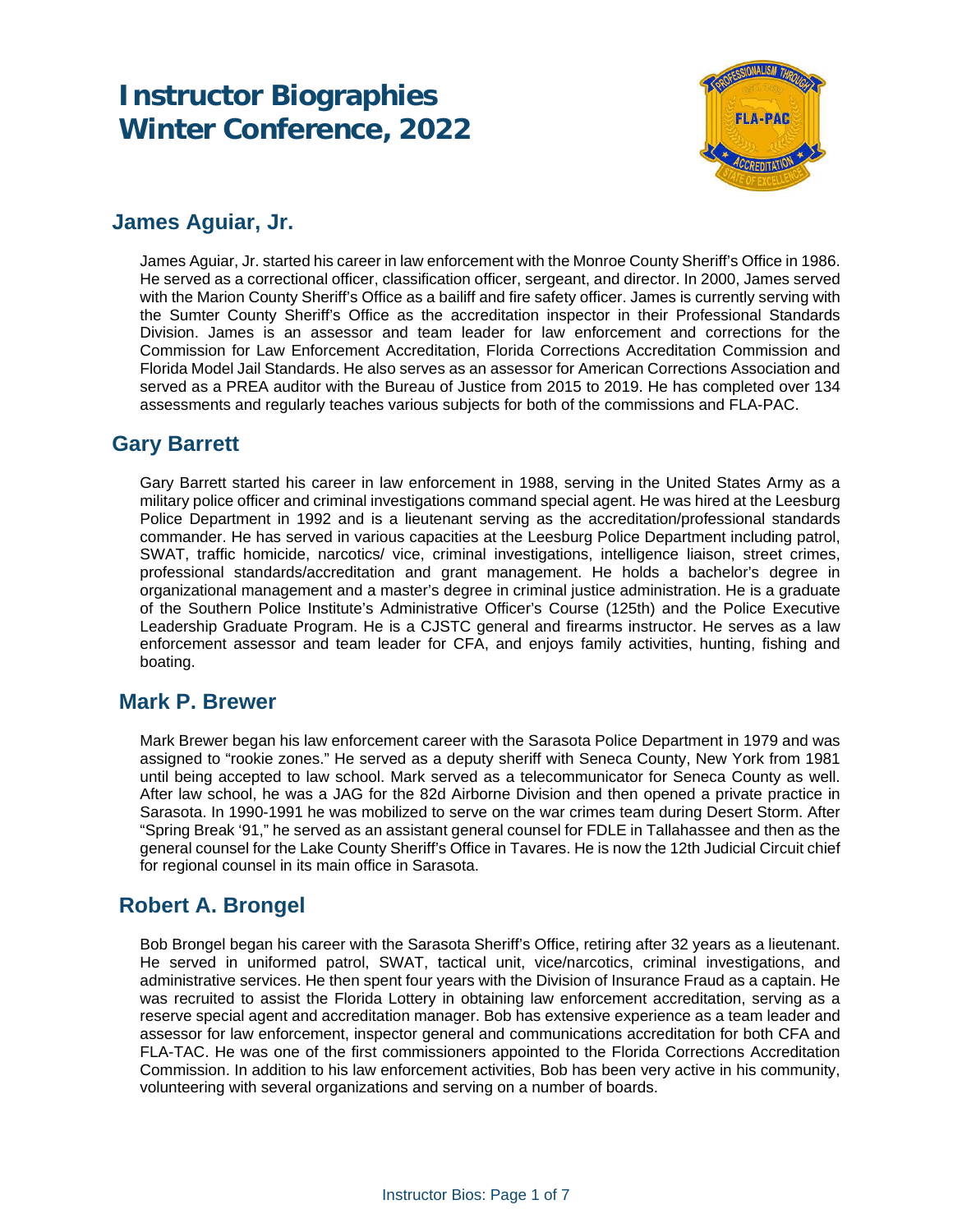# Instructor Biographies
# Winter Conference, 2022

## James Aguiar, Jr.

James Aguiar, Jr. started his career in law enforcement with the Monroe County Sheriff's Office in 1986. He served as a correctional officer, classification officer, sergeant, and director. In 2000, James served with the Marion County Sheriff's Office as a bailiff and fire safety officer. James is currently serving with the Sumter County Sheriff's Office as the accreditation inspector in their Professional Standards Division. James is an assessor and team leader for law enforcement and corrections for the Commission for Law Enforcement Accreditation, Florida Corrections Accreditation Commission and Florida Model Jail Standards. He also serves as an assessor for American Corrections Association and served as a PREA auditor with the Bureau of Justice from 2015 to 2019. He has completed over 134 assessments and regularly teaches various subjects for both of the commissions and FLA-PAC.

## Gary Barrett

Gary Barrett started his career in law enforcement in 1988, serving in the United States Army as a military police officer and criminal investigations command special agent. He was hired at the Leesburg Police Department in 1992 and is a lieutenant serving as the accreditation/professional standards commander. He has served in various capacities at the Leesburg Police Department including patrol, SWAT, traffic homicide, narcotics/ vice, criminal investigations, intelligence liaison, street crimes, professional standards/accreditation and grant management. He holds a bachelor's degree in organizational management and a master's degree in criminal justice administration. He is a graduate of the Southern Police Institute's Administrative Officer's Course (125th) and the Police Executive Leadership Graduate Program. He is a CJSTC general and firearms instructor. He serves as a law enforcement assessor and team leader for CFA, and enjoys family activities, hunting, fishing and boating.

## Mark P. Brewer

Mark Brewer began his law enforcement career with the Sarasota Police Department in 1979 and was assigned to "rookie zones." He served as a deputy sheriff with Seneca County, New York from 1981 until being accepted to law school. Mark served as a telecommunicator for Seneca County as well. After law school, he was a JAG for the 82d Airborne Division and then opened a private practice in Sarasota. In 1990-1991 he was mobilized to serve on the war crimes team during Desert Storm. After "Spring Break '91," he served as an assistant general counsel for FDLE in Tallahassee and then as the general counsel for the Lake County Sheriff's Office in Tavares. He is now the 12th Judicial Circuit chief for regional counsel in its main office in Sarasota.

## Robert A. Brongel

Bob Brongel began his career with the Sarasota Sheriff's Office, retiring after 32 years as a lieutenant. He served in uniformed patrol, SWAT, tactical unit, vice/narcotics, criminal investigations, and administrative services. He then spent four years with the Division of Insurance Fraud as a captain. He was recruited to assist the Florida Lottery in obtaining law enforcement accreditation, serving as a reserve special agent and accreditation manager. Bob has extensive experience as a team leader and assessor for law enforcement, inspector general and communications accreditation for both CFA and FLA-TAC. He was one of the first commissioners appointed to the Florida Corrections Accreditation Commission. In addition to his law enforcement activities, Bob has been very active in his community, volunteering with several organizations and serving on a number of boards.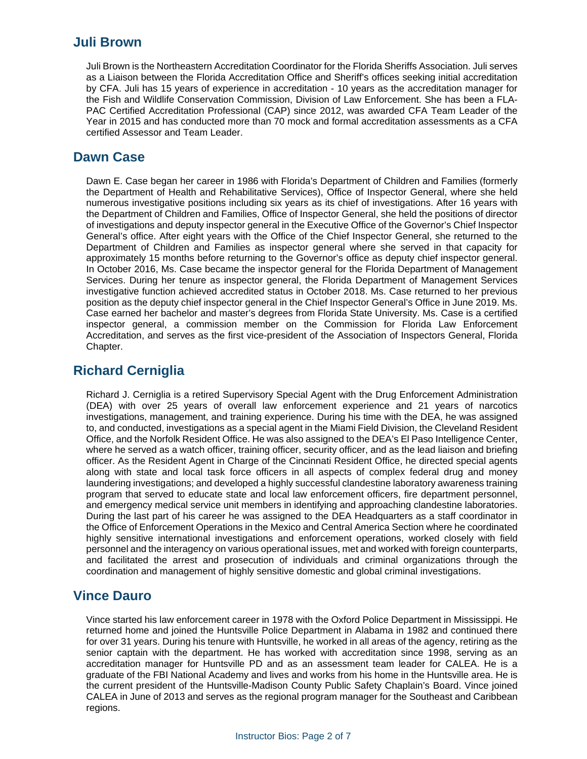## Juli Brown

Juli Brown is the Northeastern Accreditation Coordinator for the Florida Sheriffs Association. Juli serves as a Liaison between the Florida Accreditation Office and Sheriff's offices seeking initial accreditation by CFA. Juli has 15 years of experience in accreditation - 10 years as the accreditation manager for the Fish and Wildlife Conservation Commission, Division of Law Enforcement. She has been a FLA-PAC Certified Accreditation Professional (CAP) since 2012, was awarded CFA Team Leader of the Year in 2015 and has conducted more than 70 mock and formal accreditation assessments as a CFA certified Assessor and Team Leader.

## Dawn Case

Dawn E. Case began her career in 1986 with Florida's Department of Children and Families (formerly the Department of Health and Rehabilitative Services), Office of Inspector General, where she held numerous investigative positions including six years as its chief of investigations. After 16 years with the Department of Children and Families, Office of Inspector General, she held the positions of director of investigations and deputy inspector general in the Executive Office of the Governor's Chief Inspector General's office. After eight years with the Office of the Chief Inspector General, she returned to the Department of Children and Families as inspector general where she served in that capacity for approximately 15 months before returning to the Governor's office as deputy chief inspector general. In October 2016, Ms. Case became the inspector general for the Florida Department of Management Services. During her tenure as inspector general, the Florida Department of Management Services investigative function achieved accredited status in October 2018. Ms. Case returned to her previous position as the deputy chief inspector general in the Chief Inspector General's Office in June 2019. Ms. Case earned her bachelor and master's degrees from Florida State University. Ms. Case is a certified inspector general, a commission member on the Commission for Florida Law Enforcement Accreditation, and serves as the first vice-president of the Association of Inspectors General, Florida Chapter.

## Richard Cerniglia

Richard J. Cerniglia is a retired Supervisory Special Agent with the Drug Enforcement Administration (DEA) with over 25 years of overall law enforcement experience and 21 years of narcotics investigations, management, and training experience. During his time with the DEA, he was assigned to, and conducted, investigations as a special agent in the Miami Field Division, the Cleveland Resident Office, and the Norfolk Resident Office. He was also assigned to the DEA's El Paso Intelligence Center, where he served as a watch officer, training officer, security officer, and as the lead liaison and briefing officer. As the Resident Agent in Charge of the Cincinnati Resident Office, he directed special agents along with state and local task force officers in all aspects of complex federal drug and money laundering investigations; and developed a highly successful clandestine laboratory awareness training program that served to educate state and local law enforcement officers, fire department personnel, and emergency medical service unit members in identifying and approaching clandestine laboratories. During the last part of his career he was assigned to the DEA Headquarters as a staff coordinator in the Office of Enforcement Operations in the Mexico and Central America Section where he coordinated highly sensitive international investigations and enforcement operations, worked closely with field personnel and the interagency on various operational issues, met and worked with foreign counterparts, and facilitated the arrest and prosecution of individuals and criminal organizations through the coordination and management of highly sensitive domestic and global criminal investigations.

## Vince Dauro

Vince started his law enforcement career in 1978 with the Oxford Police Department in Mississippi. He returned home and joined the Huntsville Police Department in Alabama in 1982 and continued there for over 31 years. During his tenure with Huntsville, he worked in all areas of the agency, retiring as the senior captain with the department. He has worked with accreditation since 1998, serving as an accreditation manager for Huntsville PD and as an assessment team leader for CALEA. He is a graduate of the FBI National Academy and lives and works from his home in the Huntsville area. He is the current president of the Huntsville-Madison County Public Safety Chaplain's Board. Vince joined CALEA in June of 2013 and serves as the regional program manager for the Southeast and Caribbean regions.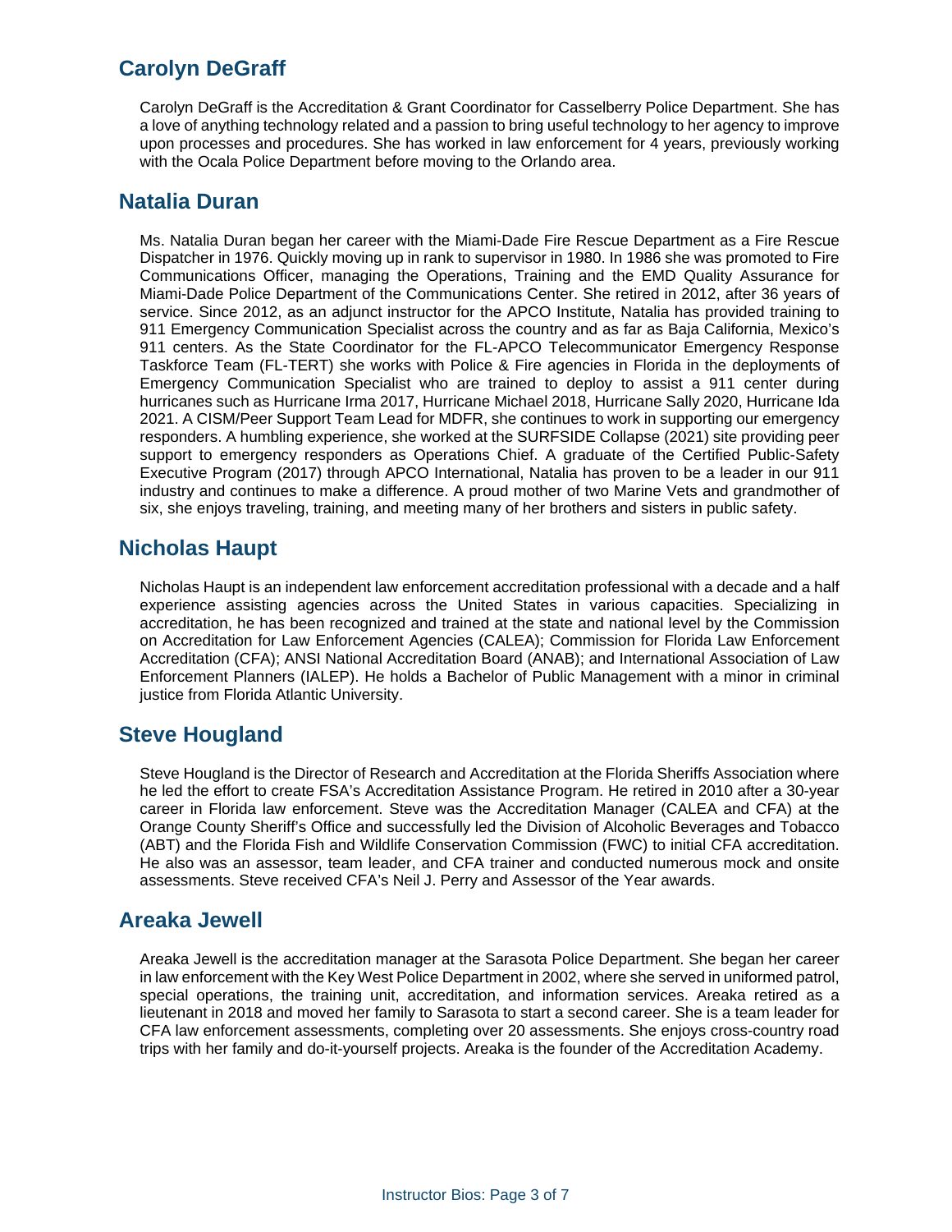## Carolyn DeGraff

Carolyn DeGraff is the Accreditation & Grant Coordinator for Casselberry Police Department. She has a love of anything technology related and a passion to bring useful technology to her agency to improve upon processes and procedures. She has worked in law enforcement for 4 years, previously working with the Ocala Police Department before moving to the Orlando area.

## Natalia Duran

Ms. Natalia Duran began her career with the Miami-Dade Fire Rescue Department as a Fire Rescue Dispatcher in 1976. Quickly moving up in rank to supervisor in 1980. In 1986 she was promoted to Fire Communications Officer, managing the Operations, Training and the EMD Quality Assurance for Miami-Dade Police Department of the Communications Center. She retired in 2012, after 36 years of service. Since 2012, as an adjunct instructor for the APCO Institute, Natalia has provided training to 911 Emergency Communication Specialist across the country and as far as Baja California, Mexico's 911 centers. As the State Coordinator for the FL-APCO Telecommunicator Emergency Response Taskforce Team (FL-TERT) she works with Police & Fire agencies in Florida in the deployments of Emergency Communication Specialist who are trained to deploy to assist a 911 center during hurricanes such as Hurricane Irma 2017, Hurricane Michael 2018, Hurricane Sally 2020, Hurricane Ida 2021. A CISM/Peer Support Team Lead for MDFR, she continues to work in supporting our emergency responders. A humbling experience, she worked at the SURFSIDE Collapse (2021) site providing peer support to emergency responders as Operations Chief. A graduate of the Certified Public-Safety Executive Program (2017) through APCO International, Natalia has proven to be a leader in our 911 industry and continues to make a difference. A proud mother of two Marine Vets and grandmother of six, she enjoys traveling, training, and meeting many of her brothers and sisters in public safety.

## Nicholas Haupt

Nicholas Haupt is an independent law enforcement accreditation professional with a decade and a half experience assisting agencies across the United States in various capacities. Specializing in accreditation, he has been recognized and trained at the state and national level by the Commission on Accreditation for Law Enforcement Agencies (CALEA); Commission for Florida Law Enforcement Accreditation (CFA); ANSI National Accreditation Board (ANAB); and International Association of Law Enforcement Planners (IALEP). He holds a Bachelor of Public Management with a minor in criminal justice from Florida Atlantic University.

## Steve Hougland

Steve Hougland is the Director of Research and Accreditation at the Florida Sheriffs Association where he led the effort to create FSA's Accreditation Assistance Program. He retired in 2010 after a 30-year career in Florida law enforcement. Steve was the Accreditation Manager (CALEA and CFA) at the Orange County Sheriff's Office and successfully led the Division of Alcoholic Beverages and Tobacco (ABT) and the Florida Fish and Wildlife Conservation Commission (FWC) to initial CFA accreditation. He also was an assessor, team leader, and CFA trainer and conducted numerous mock and onsite assessments. Steve received CFA's Neil J. Perry and Assessor of the Year awards.

## Areaka Jewell

Areaka Jewell is the accreditation manager at the Sarasota Police Department. She began her career in law enforcement with the Key West Police Department in 2002, where she served in uniformed patrol, special operations, the training unit, accreditation, and information services. Areaka retired as a lieutenant in 2018 and moved her family to Sarasota to start a second career. She is a team leader for CFA law enforcement assessments, completing over 20 assessments. She enjoys cross-country road trips with her family and do-it-yourself projects. Areaka is the founder of the Accreditation Academy.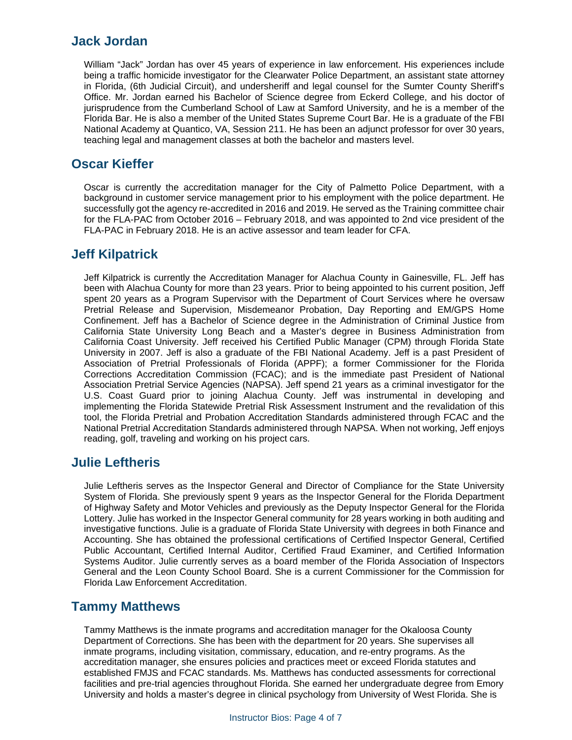## Jack Jordan

William "Jack" Jordan has over 45 years of experience in law enforcement. His experiences include being a traffic homicide investigator for the Clearwater Police Department, an assistant state attorney in Florida, (6th Judicial Circuit), and undersheriff and legal counsel for the Sumter County Sheriff's Office. Mr. Jordan earned his Bachelor of Science degree from Eckerd College, and his doctor of jurisprudence from the Cumberland School of Law at Samford University, and he is a member of the Florida Bar. He is also a member of the United States Supreme Court Bar. He is a graduate of the FBI National Academy at Quantico, VA, Session 211. He has been an adjunct professor for over 30 years, teaching legal and management classes at both the bachelor and masters level.

## Oscar Kieffer

Oscar is currently the accreditation manager for the City of Palmetto Police Department, with a background in customer service management prior to his employment with the police department. He successfully got the agency re-accredited in 2016 and 2019. He served as the Training committee chair for the FLA-PAC from October 2016 – February 2018, and was appointed to 2nd vice president of the FLA-PAC in February 2018. He is an active assessor and team leader for CFA.

## Jeff Kilpatrick

Jeff Kilpatrick is currently the Accreditation Manager for Alachua County in Gainesville, FL. Jeff has been with Alachua County for more than 23 years. Prior to being appointed to his current position, Jeff spent 20 years as a Program Supervisor with the Department of Court Services where he oversaw Pretrial Release and Supervision, Misdemeanor Probation, Day Reporting and EM/GPS Home Confinement. Jeff has a Bachelor of Science degree in the Administration of Criminal Justice from California State University Long Beach and a Master's degree in Business Administration from California Coast University. Jeff received his Certified Public Manager (CPM) through Florida State University in 2007. Jeff is also a graduate of the FBI National Academy. Jeff is a past President of Association of Pretrial Professionals of Florida (APPF); a former Commissioner for the Florida Corrections Accreditation Commission (FCAC); and is the immediate past President of National Association Pretrial Service Agencies (NAPSA). Jeff spend 21 years as a criminal investigator for the U.S. Coast Guard prior to joining Alachua County. Jeff was instrumental in developing and implementing the Florida Statewide Pretrial Risk Assessment Instrument and the revalidation of this tool, the Florida Pretrial and Probation Accreditation Standards administered through FCAC and the National Pretrial Accreditation Standards administered through NAPSA. When not working, Jeff enjoys reading, golf, traveling and working on his project cars.

## Julie Leftheris

Julie Leftheris serves as the Inspector General and Director of Compliance for the State University System of Florida. She previously spent 9 years as the Inspector General for the Florida Department of Highway Safety and Motor Vehicles and previously as the Deputy Inspector General for the Florida Lottery. Julie has worked in the Inspector General community for 28 years working in both auditing and investigative functions. Julie is a graduate of Florida State University with degrees in both Finance and Accounting. She has obtained the professional certifications of Certified Inspector General, Certified Public Accountant, Certified Internal Auditor, Certified Fraud Examiner, and Certified Information Systems Auditor. Julie currently serves as a board member of the Florida Association of Inspectors General and the Leon County School Board. She is a current Commissioner for the Commission for Florida Law Enforcement Accreditation.

## Tammy Matthews

Tammy Matthews is the inmate programs and accreditation manager for the Okaloosa County Department of Corrections. She has been with the department for 20 years. She supervises all inmate programs, including visitation, commissary, education, and re-entry programs. As the accreditation manager, she ensures policies and practices meet or exceed Florida statutes and established FMJS and FCAC standards. Ms. Matthews has conducted assessments for correctional facilities and pre-trial agencies throughout Florida. She earned her undergraduate degree from Emory University and holds a master's degree in clinical psychology from University of West Florida. She is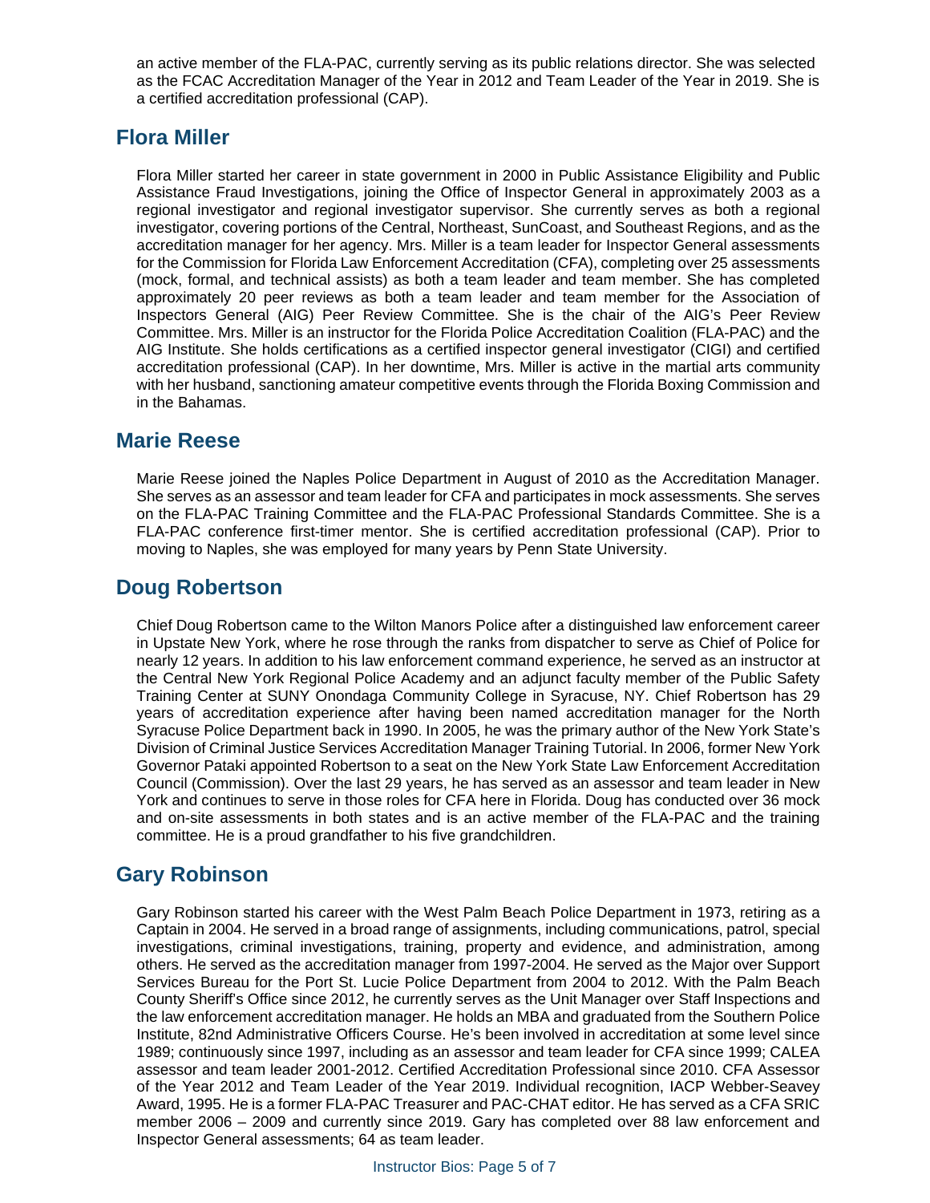an active member of the FLA-PAC, currently serving as its public relations director. She was selected as the FCAC Accreditation Manager of the Year in 2012 and Team Leader of the Year in 2019. She is a certified accreditation professional (CAP).

## Flora Miller

Flora Miller started her career in state government in 2000 in Public Assistance Eligibility and Public Assistance Fraud Investigations, joining the Office of Inspector General in approximately 2003 as a regional investigator and regional investigator supervisor. She currently serves as both a regional investigator, covering portions of the Central, Northeast, SunCoast, and Southeast Regions, and as the accreditation manager for her agency. Mrs. Miller is a team leader for Inspector General assessments for the Commission for Florida Law Enforcement Accreditation (CFA), completing over 25 assessments (mock, formal, and technical assists) as both a team leader and team member. She has completed approximately 20 peer reviews as both a team leader and team member for the Association of Inspectors General (AIG) Peer Review Committee. She is the chair of the AIG's Peer Review Committee. Mrs. Miller is an instructor for the Florida Police Accreditation Coalition (FLA-PAC) and the AIG Institute. She holds certifications as a certified inspector general investigator (CIGI) and certified accreditation professional (CAP). In her downtime, Mrs. Miller is active in the martial arts community with her husband, sanctioning amateur competitive events through the Florida Boxing Commission and in the Bahamas.

## Marie Reese

Marie Reese joined the Naples Police Department in August of 2010 as the Accreditation Manager. She serves as an assessor and team leader for CFA and participates in mock assessments. She serves on the FLA-PAC Training Committee and the FLA-PAC Professional Standards Committee. She is a FLA-PAC conference first-timer mentor. She is certified accreditation professional (CAP). Prior to moving to Naples, she was employed for many years by Penn State University.

## Doug Robertson

Chief Doug Robertson came to the Wilton Manors Police after a distinguished law enforcement career in Upstate New York, where he rose through the ranks from dispatcher to serve as Chief of Police for nearly 12 years. In addition to his law enforcement command experience, he served as an instructor at the Central New York Regional Police Academy and an adjunct faculty member of the Public Safety Training Center at SUNY Onondaga Community College in Syracuse, NY. Chief Robertson has 29 years of accreditation experience after having been named accreditation manager for the North Syracuse Police Department back in 1990. In 2005, he was the primary author of the New York State's Division of Criminal Justice Services Accreditation Manager Training Tutorial. In 2006, former New York Governor Pataki appointed Robertson to a seat on the New York State Law Enforcement Accreditation Council (Commission). Over the last 29 years, he has served as an assessor and team leader in New York and continues to serve in those roles for CFA here in Florida. Doug has conducted over 36 mock and on-site assessments in both states and is an active member of the FLA-PAC and the training committee. He is a proud grandfather to his five grandchildren.

## Gary Robinson

Gary Robinson started his career with the West Palm Beach Police Department in 1973, retiring as a Captain in 2004. He served in a broad range of assignments, including communications, patrol, special investigations, criminal investigations, training, property and evidence, and administration, among others. He served as the accreditation manager from 1997-2004. He served as the Major over Support Services Bureau for the Port St. Lucie Police Department from 2004 to 2012. With the Palm Beach County Sheriff's Office since 2012, he currently serves as the Unit Manager over Staff Inspections and the law enforcement accreditation manager. He holds an MBA and graduated from the Southern Police Institute, 82nd Administrative Officers Course. He's been involved in accreditation at some level since 1989; continuously since 1997, including as an assessor and team leader for CFA since 1999; CALEA assessor and team leader 2001-2012. Certified Accreditation Professional since 2010. CFA Assessor of the Year 2012 and Team Leader of the Year 2019. Individual recognition, IACP Webber-Seavey Award, 1995. He is a former FLA-PAC Treasurer and PAC-CHAT editor. He has served as a CFA SRIC member 2006 – 2009 and currently since 2019. Gary has completed over 88 law enforcement and Inspector General assessments; 64 as team leader.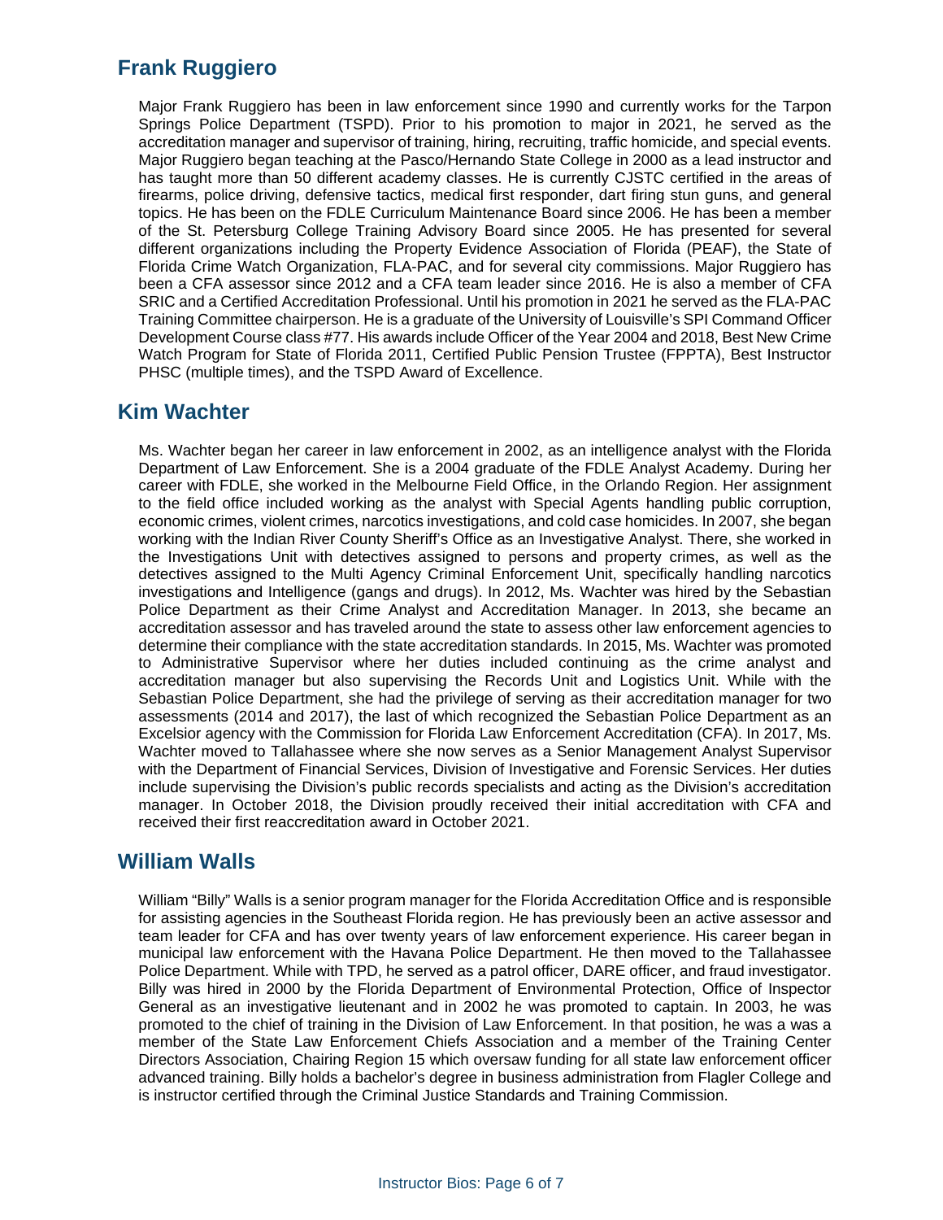## Frank Ruggiero

Major Frank Ruggiero has been in law enforcement since 1990 and currently works for the Tarpon Springs Police Department (TSPD). Prior to his promotion to major in 2021, he served as the accreditation manager and supervisor of training, hiring, recruiting, traffic homicide, and special events. Major Ruggiero began teaching at the Pasco/Hernando State College in 2000 as a lead instructor and has taught more than 50 different academy classes. He is currently CJSTC certified in the areas of firearms, police driving, defensive tactics, medical first responder, dart firing stun guns, and general topics. He has been on the FDLE Curriculum Maintenance Board since 2006. He has been a member of the St. Petersburg College Training Advisory Board since 2005. He has presented for several different organizations including the Property Evidence Association of Florida (PEAF), the State of Florida Crime Watch Organization, FLA-PAC, and for several city commissions. Major Ruggiero has been a CFA assessor since 2012 and a CFA team leader since 2016. He is also a member of CFA SRIC and a Certified Accreditation Professional. Until his promotion in 2021 he served as the FLA-PAC Training Committee chairperson. He is a graduate of the University of Louisville's SPI Command Officer Development Course class #77. His awards include Officer of the Year 2004 and 2018, Best New Crime Watch Program for State of Florida 2011, Certified Public Pension Trustee (FPPTA), Best Instructor PHSC (multiple times), and the TSPD Award of Excellence.

## Kim Wachter

Ms. Wachter began her career in law enforcement in 2002, as an intelligence analyst with the Florida Department of Law Enforcement. She is a 2004 graduate of the FDLE Analyst Academy. During her career with FDLE, she worked in the Melbourne Field Office, in the Orlando Region. Her assignment to the field office included working as the analyst with Special Agents handling public corruption, economic crimes, violent crimes, narcotics investigations, and cold case homicides. In 2007, she began working with the Indian River County Sheriff's Office as an Investigative Analyst. There, she worked in the Investigations Unit with detectives assigned to persons and property crimes, as well as the detectives assigned to the Multi Agency Criminal Enforcement Unit, specifically handling narcotics investigations and Intelligence (gangs and drugs). In 2012, Ms. Wachter was hired by the Sebastian Police Department as their Crime Analyst and Accreditation Manager. In 2013, she became an accreditation assessor and has traveled around the state to assess other law enforcement agencies to determine their compliance with the state accreditation standards. In 2015, Ms. Wachter was promoted to Administrative Supervisor where her duties included continuing as the crime analyst and accreditation manager but also supervising the Records Unit and Logistics Unit. While with the Sebastian Police Department, she had the privilege of serving as their accreditation manager for two assessments (2014 and 2017), the last of which recognized the Sebastian Police Department as an Excelsior agency with the Commission for Florida Law Enforcement Accreditation (CFA). In 2017, Ms. Wachter moved to Tallahassee where she now serves as a Senior Management Analyst Supervisor with the Department of Financial Services, Division of Investigative and Forensic Services. Her duties include supervising the Division's public records specialists and acting as the Division's accreditation manager. In October 2018, the Division proudly received their initial accreditation with CFA and received their first reaccreditation award in October 2021.

## William Walls

William "Billy" Walls is a senior program manager for the Florida Accreditation Office and is responsible for assisting agencies in the Southeast Florida region. He has previously been an active assessor and team leader for CFA and has over twenty years of law enforcement experience. His career began in municipal law enforcement with the Havana Police Department. He then moved to the Tallahassee Police Department. While with TPD, he served as a patrol officer, DARE officer, and fraud investigator. Billy was hired in 2000 by the Florida Department of Environmental Protection, Office of Inspector General as an investigative lieutenant and in 2002 he was promoted to captain. In 2003, he was promoted to the chief of training in the Division of Law Enforcement. In that position, he was a was a member of the State Law Enforcement Chiefs Association and a member of the Training Center Directors Association, Chairing Region 15 which oversaw funding for all state law enforcement officer advanced training. Billy holds a bachelor's degree in business administration from Flagler College and is instructor certified through the Criminal Justice Standards and Training Commission.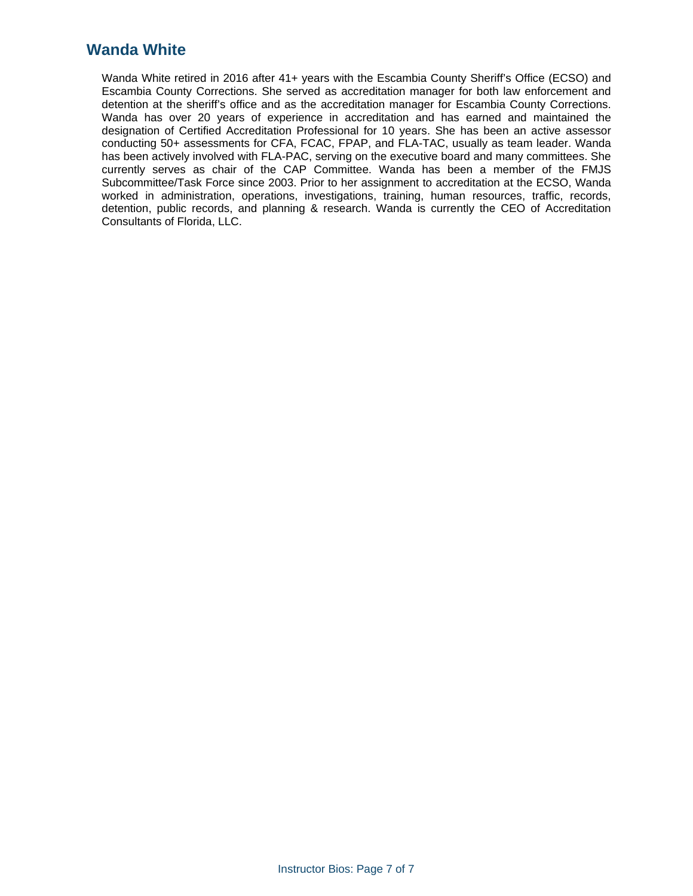## Wanda White

Wanda White retired in 2016 after 41+ years with the Escambia County Sheriff's Office (ECSO) and Escambia County Corrections. She served as accreditation manager for both law enforcement and detention at the sheriff's office and as the accreditation manager for Escambia County Corrections. Wanda has over 20 years of experience in accreditation and has earned and maintained the designation of Certified Accreditation Professional for 10 years. She has been an active assessor conducting 50+ assessments for CFA, FCAC, FPAP, and FLA-TAC, usually as team leader. Wanda has been actively involved with FLA-PAC, serving on the executive board and many committees. She currently serves as chair of the CAP Committee. Wanda has been a member of the FMJS Subcommittee/Task Force since 2003. Prior to her assignment to accreditation at the ECSO, Wanda worked in administration, operations, investigations, training, human resources, traffic, records, detention, public records, and planning & research. Wanda is currently the CEO of Accreditation Consultants of Florida, LLC.